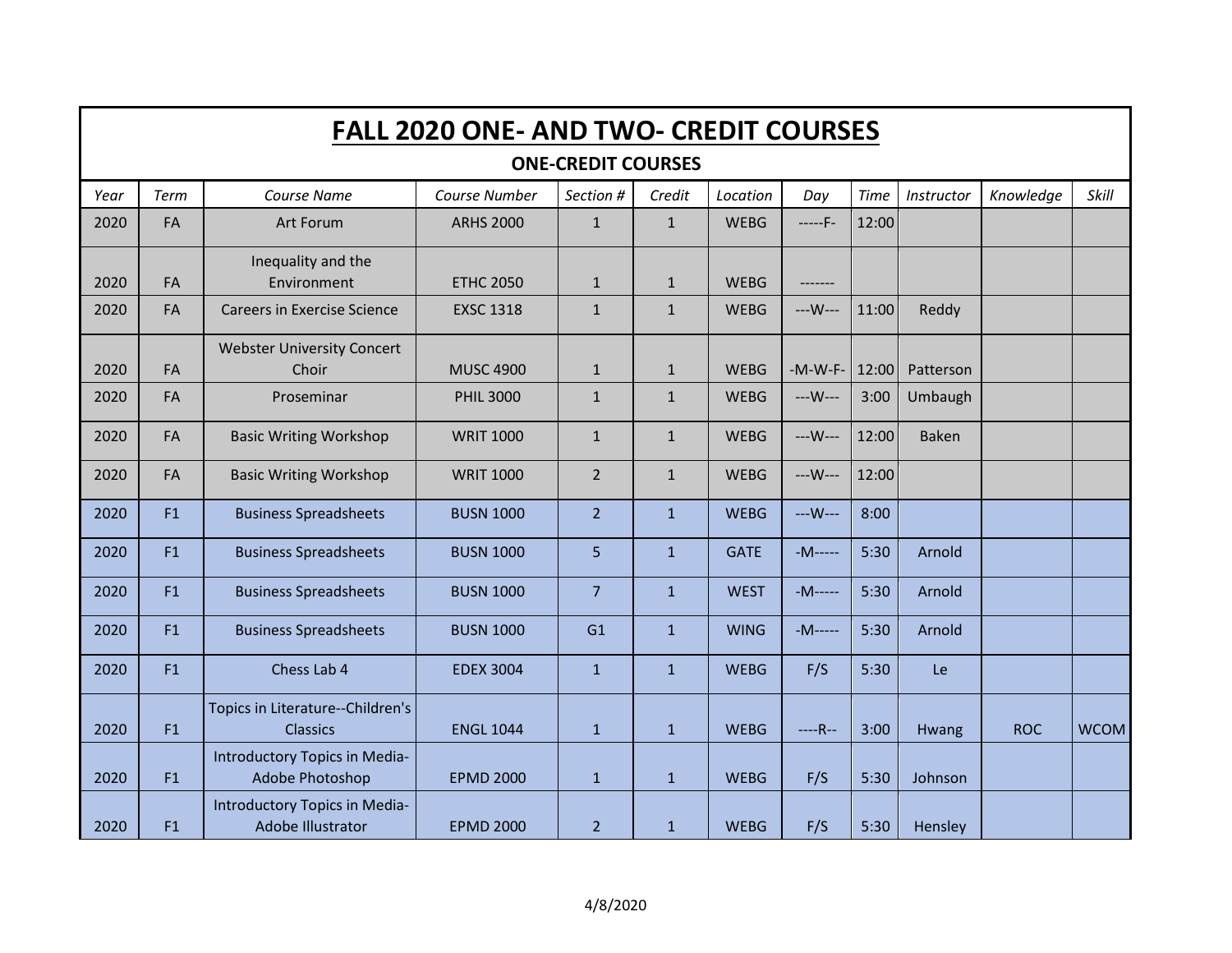# FALL 2020 ONE- AND TWO- CREDIT COURSES

## ONE-CREDIT COURSES

| Year | Term | Course Name | Course Number | Section # | Credit | Location | Day | Time | Instructor | Knowledge | Skill |
|---|---|---|---|---|---|---|---|---|---|---|---|
| 2020 | FA | Art Forum | ARHS 2000 | 1 | 1 | WEBG | -----F- | 12:00 | | | |
| 2020 | FA | Inequality and the Environment | ETHC 2050 | 1 | 1 | WEBG | ------- | | | | |
| 2020 | FA | Careers in Exercise Science | EXSC 1318 | 1 | 1 | WEBG | ---W--- | 11:00 | Reddy | | |
| 2020 | FA | Webster University Concert Choir | MUSC 4900 | 1 | 1 | WEBG | -M-W-F- | 12:00 | Patterson | | |
| 2020 | FA | Proseminar | PHIL 3000 | 1 | 1 | WEBG | ---W--- | 3:00 | Umbaugh | | |
| 2020 | FA | Basic Writing Workshop | WRIT 1000 | 1 | 1 | WEBG | ---W--- | 12:00 | Baken | | |
| 2020 | FA | Basic Writing Workshop | WRIT 1000 | 2 | 1 | WEBG | ---W--- | 12:00 | | | |
| 2020 | F1 | Business Spreadsheets | BUSN 1000 | 2 | 1 | WEBG | ---W--- | 8:00 | | | |
| 2020 | F1 | Business Spreadsheets | BUSN 1000 | 5 | 1 | GATE | -M----- | 5:30 | Arnold | | |
| 2020 | F1 | Business Spreadsheets | BUSN 1000 | 7 | 1 | WEST | -M----- | 5:30 | Arnold | | |
| 2020 | F1 | Business Spreadsheets | BUSN 1000 | G1 | 1 | WING | -M----- | 5:30 | Arnold | | |
| 2020 | F1 | Chess Lab 4 | EDEX 3004 | 1 | 1 | WEBG | F/S | 5:30 | Le | | |
| 2020 | F1 | Topics in Literature--Children's Classics | ENGL 1044 | 1 | 1 | WEBG | ----R-- | 3:00 | Hwang | ROC | WCOM |
| 2020 | F1 | Introductory Topics in Media-Adobe Photoshop | EPMD 2000 | 1 | 1 | WEBG | F/S | 5:30 | Johnson | | |
| 2020 | F1 | Introductory Topics in Media-Adobe Illustrator | EPMD 2000 | 2 | 1 | WEBG | F/S | 5:30 | Hensley | | |

4/8/2020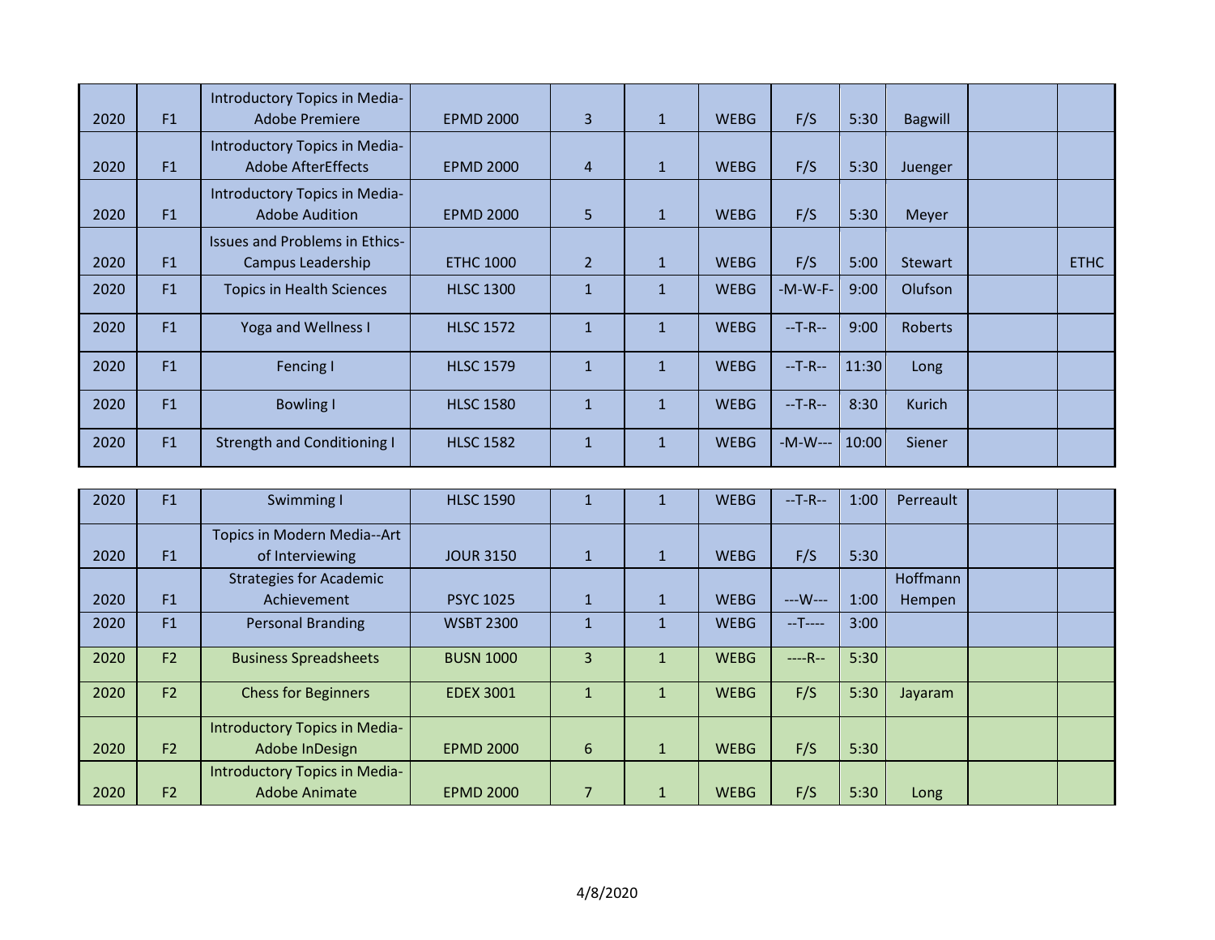| | | | | | | | | | | | |
|---|---|---|---|---|---|---|---|---|---|---|---|
| 2020 | F1 | Introductory Topics in Media-Adobe Premiere | EPMD 2000 | 3 | 1 | WEBG | F/S | 5:30 | Bagwill | | |
| 2020 | F1 | Introductory Topics in Media-Adobe AfterEffects | EPMD 2000 | 4 | 1 | WEBG | F/S | 5:30 | Juenger | | |
| 2020 | F1 | Introductory Topics in Media-Adobe Audition | EPMD 2000 | 5 | 1 | WEBG | F/S | 5:30 | Meyer | | |
| 2020 | F1 | Issues and Problems in Ethics-Campus Leadership | ETHC 1000 | 2 | 1 | WEBG | F/S | 5:00 | Stewart | | ETHC |
| 2020 | F1 | Topics in Health Sciences | HLSC 1300 | 1 | 1 | WEBG | -M-W-F- | 9:00 | Olufson | | |
| 2020 | F1 | Yoga and Wellness I | HLSC 1572 | 1 | 1 | WEBG | --T-R-- | 9:00 | Roberts | | |
| 2020 | F1 | Fencing I | HLSC 1579 | 1 | 1 | WEBG | --T-R-- | 11:30 | Long | | |
| 2020 | F1 | Bowling I | HLSC 1580 | 1 | 1 | WEBG | --T-R-- | 8:30 | Kurich | | |
| 2020 | F1 | Strength and Conditioning I | HLSC 1582 | 1 | 1 | WEBG | -M-W--- | 10:00 | Siener | | |
| 2020 | F1 | Swimming I | HLSC 1590 | 1 | 1 | WEBG | --T-R-- | 1:00 | Perreault | | |
| 2020 | F1 | Topics in Modern Media--Art of Interviewing | JOUR 3150 | 1 | 1 | WEBG | F/S | 5:30 | | | |
| 2020 | F1 | Strategies for Academic Achievement | PSYC 1025 | 1 | 1 | WEBG | ---W--- | 1:00 | Hoffmann Hempen | | |
| 2020 | F1 | Personal Branding | WSBT 2300 | 1 | 1 | WEBG | --T---- | 3:00 | | | |
| 2020 | F2 | Business Spreadsheets | BUSN 1000 | 3 | 1 | WEBG | ----R-- | 5:30 | | | |
| 2020 | F2 | Chess for Beginners | EDEX 3001 | 1 | 1 | WEBG | F/S | 5:30 | Jayaram | | |
| 2020 | F2 | Introductory Topics in Media-Adobe InDesign | EPMD 2000 | 6 | 1 | WEBG | F/S | 5:30 | | | |
| 2020 | F2 | Introductory Topics in Media-Adobe Animate | EPMD 2000 | 7 | 1 | WEBG | F/S | 5:30 | Long | | |

4/8/2020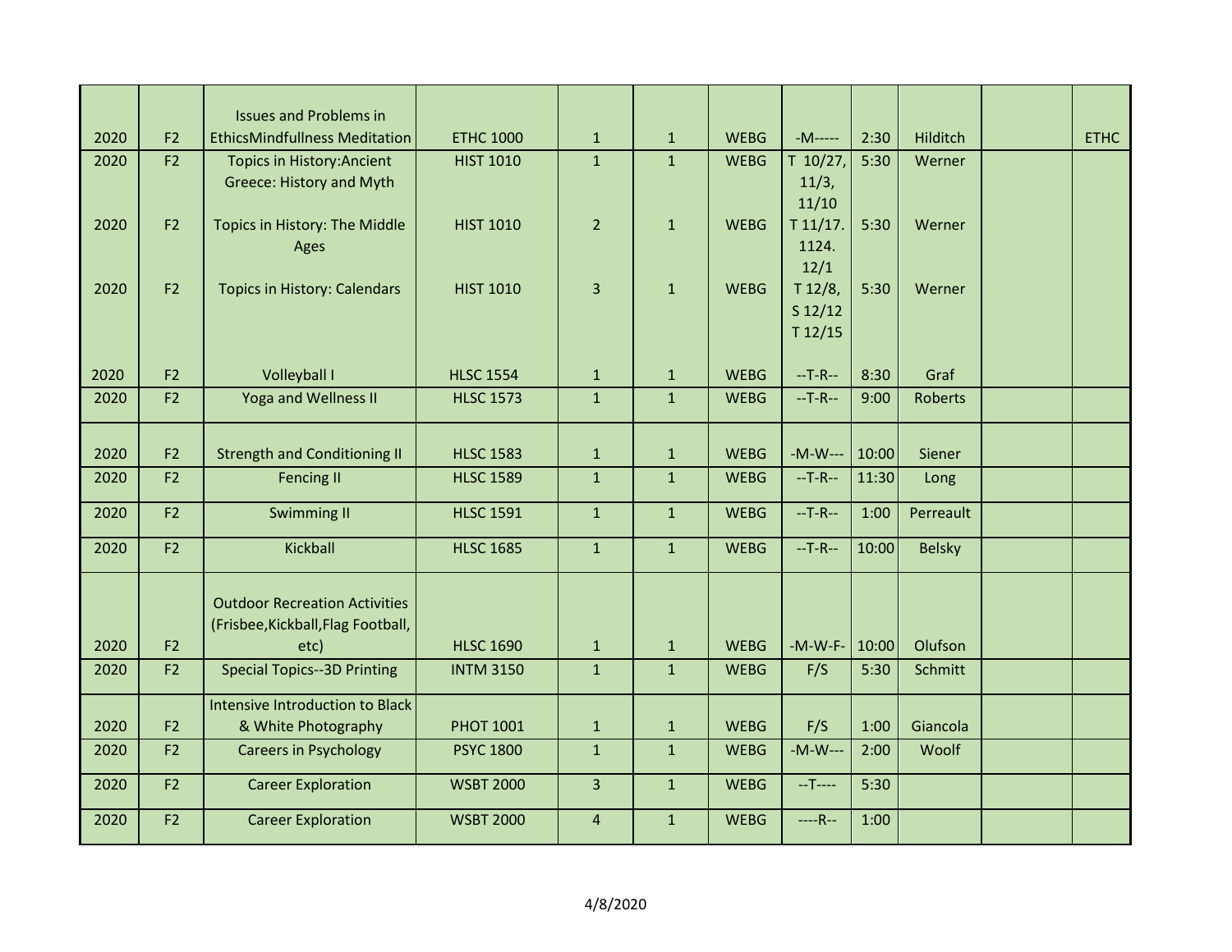| | | | | | | | | | | | |
|---|---|---|---|---|---|---|---|---|---|---|---|
| 2020 | F2 | Issues and Problems in EthicsMindfullness Meditation | ETHC 1000 | 1 | 1 | WEBG | -M----- | 2:30 | Hilditch | | ETHC |
| 2020 | F2 | Topics in History:Ancient Greece: History and Myth | HIST 1010 | 1 | 1 | WEBG | T 10/27, 11/3, 11/10 | 5:30 | Werner | | |
| 2020 | F2 | Topics in History: The Middle Ages | HIST 1010 | 2 | 1 | WEBG | T 11/17. 1124. 12/1 | 5:30 | Werner | | |
| 2020 | F2 | Topics in History: Calendars | HIST 1010 | 3 | 1 | WEBG | T 12/8, S 12/12 T 12/15 | 5:30 | Werner | | |
| 2020 | F2 | Volleyball I | HLSC 1554 | 1 | 1 | WEBG | --T-R-- | 8:30 | Graf | | |
| 2020 | F2 | Yoga and Wellness II | HLSC 1573 | 1 | 1 | WEBG | --T-R-- | 9:00 | Roberts | | |
| 2020 | F2 | Strength and Conditioning II | HLSC 1583 | 1 | 1 | WEBG | -M-W--- | 10:00 | Siener | | |
| 2020 | F2 | Fencing II | HLSC 1589 | 1 | 1 | WEBG | --T-R-- | 11:30 | Long | | |
| 2020 | F2 | Swimming II | HLSC 1591 | 1 | 1 | WEBG | --T-R-- | 1:00 | Perreault | | |
| 2020 | F2 | Kickball | HLSC 1685 | 1 | 1 | WEBG | --T-R-- | 10:00 | Belsky | | |
| 2020 | F2 | Outdoor Recreation Activities (Frisbee,Kickball,Flag Football, etc) | HLSC 1690 | 1 | 1 | WEBG | -M-W-F- | 10:00 | Olufson | | |
| 2020 | F2 | Special Topics--3D Printing | INTM 3150 | 1 | 1 | WEBG | F/S | 5:30 | Schmitt | | |
| 2020 | F2 | Intensive Introduction to Black & White Photography | PHOT 1001 | 1 | 1 | WEBG | F/S | 1:00 | Giancola | | |
| 2020 | F2 | Careers in Psychology | PSYC 1800 | 1 | 1 | WEBG | -M-W--- | 2:00 | Woolf | | |
| 2020 | F2 | Career Exploration | WSBT 2000 | 3 | 1 | WEBG | --T---- | 5:30 | | | |
| 2020 | F2 | Career Exploration | WSBT 2000 | 4 | 1 | WEBG | ----R-- | 1:00 | | | |

4/8/2020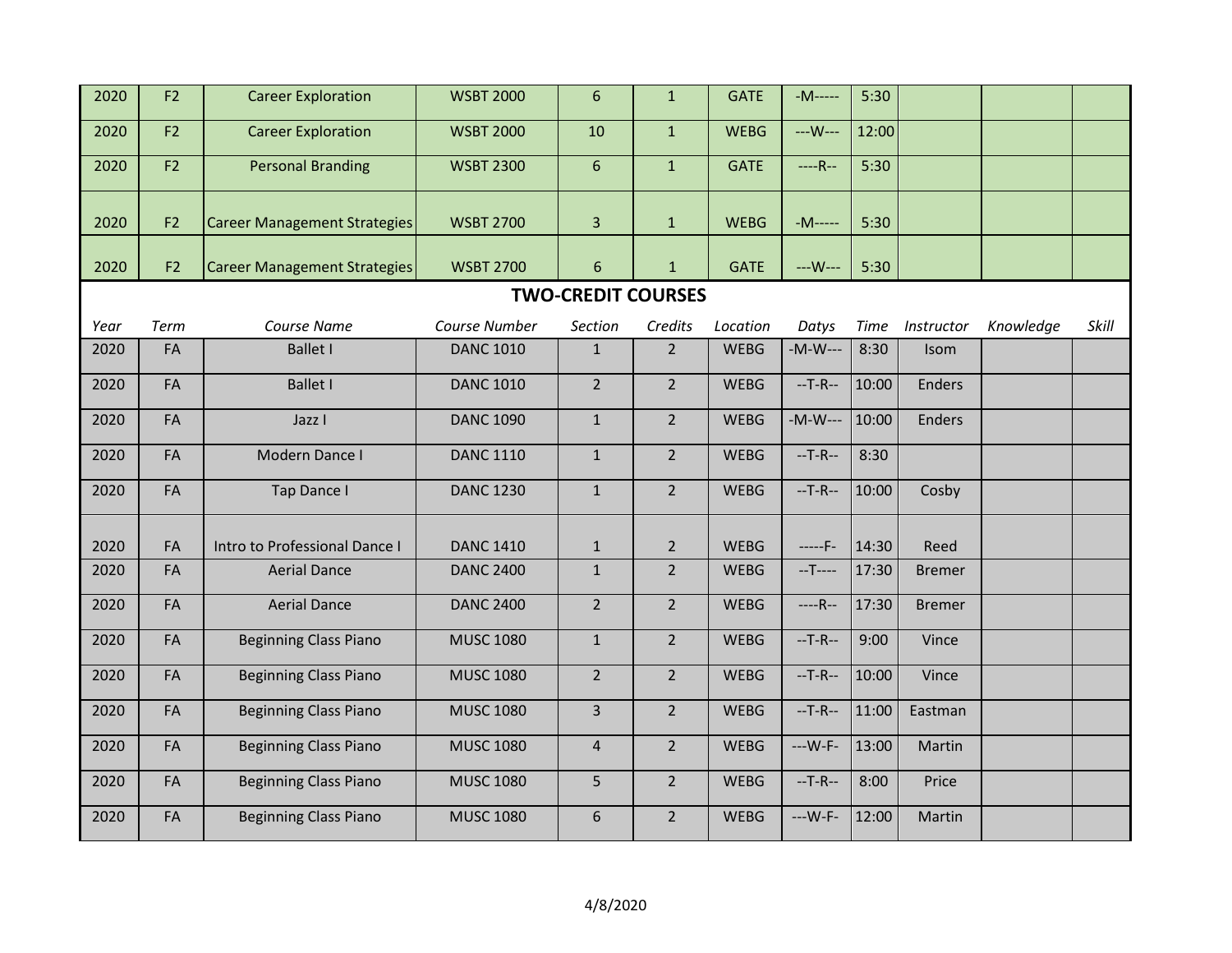| 2020 | F2 | Career Exploration | WSBT 2000 | 6 | 1 | GATE | -M----- | 5:30 | | | |
|---|---|---|---|---|---|---|---|---|---|---|---|
| 2020 | F2 | Career Exploration | WSBT 2000 | 10 | 1 | WEBG | ---W--- | 12:00 | | | |
| 2020 | F2 | Personal Branding | WSBT 2300 | 6 | 1 | GATE | ----R-- | 5:30 | | | |
| 2020 | F2 | Career Management Strategies | WSBT 2700 | 3 | 1 | WEBG | -M----- | 5:30 | | | |
| 2020 | F2 | Career Management Strategies | WSBT 2700 | 6 | 1 | GATE | ---W--- | 5:30 | | | |

## TWO-CREDIT COURSES

| *Year* | *Term* | *Course Name* | *Course Number* | *Section* | *Credits* | *Location* | *Datys* | *Time* | *Instructor* | *Knowledge* | *Skill* |
|---|---|---|---|---|---|---|---|---|---|---|---|
| 2020 | FA | Ballet I | DANC 1010 | 1 | 2 | WEBG | -M-W--- | 8:30 | Isom | | |
| 2020 | FA | Ballet I | DANC 1010 | 2 | 2 | WEBG | --T-R-- | 10:00 | Enders | | |
| 2020 | FA | Jazz I | DANC 1090 | 1 | 2 | WEBG | -M-W--- | 10:00 | Enders | | |
| 2020 | FA | Modern Dance I | DANC 1110 | 1 | 2 | WEBG | --T-R-- | 8:30 | | | |
| 2020 | FA | Tap Dance I | DANC 1230 | 1 | 2 | WEBG | --T-R-- | 10:00 | Cosby | | |
| 2020 | FA | Intro to Professional Dance I | DANC 1410 | 1 | 2 | WEBG | -----F- | 14:30 | Reed | | |
| 2020 | FA | Aerial Dance | DANC 2400 | 1 | 2 | WEBG | --T---- | 17:30 | Bremer | | |
| 2020 | FA | Aerial Dance | DANC 2400 | 2 | 2 | WEBG | ----R-- | 17:30 | Bremer | | |
| 2020 | FA | Beginning Class Piano | MUSC 1080 | 1 | 2 | WEBG | --T-R-- | 9:00 | Vince | | |
| 2020 | FA | Beginning Class Piano | MUSC 1080 | 2 | 2 | WEBG | --T-R-- | 10:00 | Vince | | |
| 2020 | FA | Beginning Class Piano | MUSC 1080 | 3 | 2 | WEBG | --T-R-- | 11:00 | Eastman | | |
| 2020 | FA | Beginning Class Piano | MUSC 1080 | 4 | 2 | WEBG | ---W-F- | 13:00 | Martin | | |
| 2020 | FA | Beginning Class Piano | MUSC 1080 | 5 | 2 | WEBG | --T-R-- | 8:00 | Price | | |
| 2020 | FA | Beginning Class Piano | MUSC 1080 | 6 | 2 | WEBG | ---W-F- | 12:00 | Martin | | |

4/8/2020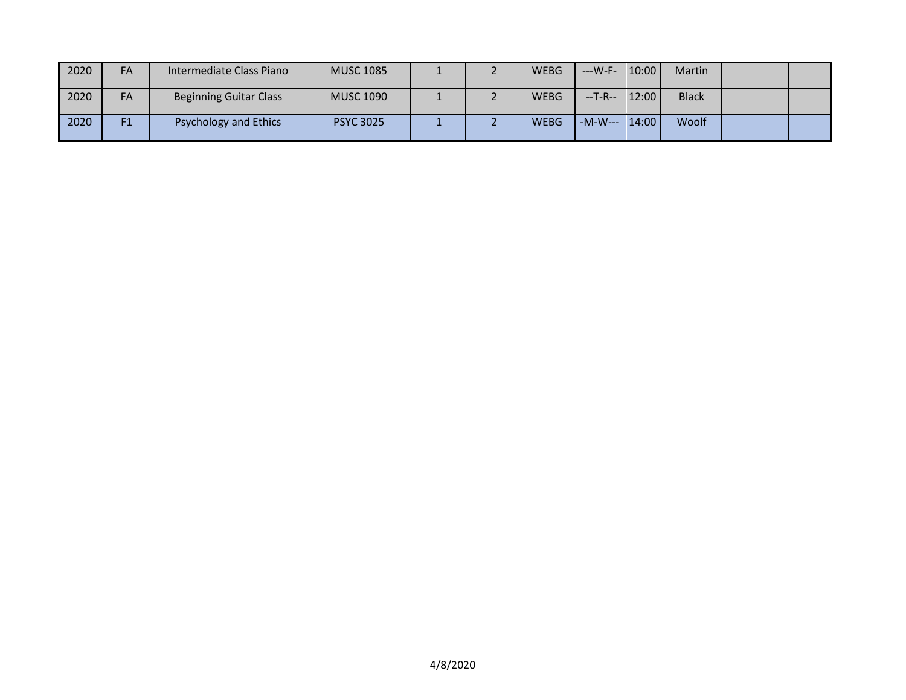| | | | | | | | | | | | |
|---|---|---|---|---|---|---|---|---|---|---|---|
| 2020 | FA | Intermediate Class Piano | MUSC 1085 | 1 | 2 | WEBG | ---W-F- | 10:00 | Martin | | |
| 2020 | FA | Beginning Guitar Class | MUSC 1090 | 1 | 2 | WEBG | --T-R-- | 12:00 | Black | | |
| 2020 | F1 | Psychology and Ethics | PSYC 3025 | 1 | 2 | WEBG | -M-W--- | 14:00 | Woolf | | |